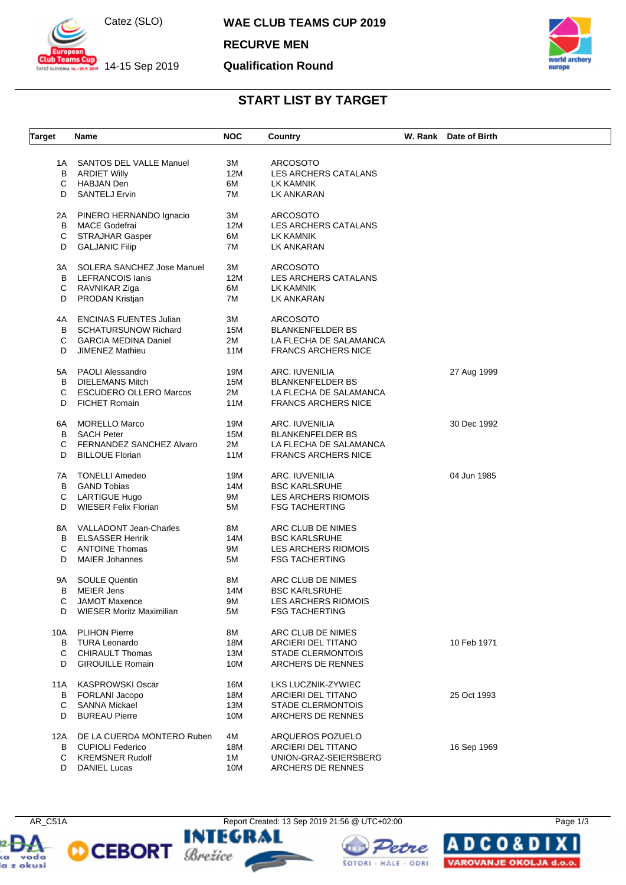Catez (SLO)

14-15 Sep 2019

# WAE CLUB TEAMS CUP 2019

## RECURVE MEN

## Qualification Round

## START LIST BY TARGET

| Target | Name | NOC | Country | W. Rank | Date of Birth |
|---|---|---|---|---|---|
| 1A | SANTOS DEL VALLE Manuel | 3M | ARCOSOTO | | |
| B | ARDIET Willy | 12M | LES ARCHERS CATALANS | | |
| C | HABJAN Den | 6M | LK KAMNIK | | |
| D | SANTELJ Ervin | 7M | LK ANKARAN | | |
| 2A | PINERO HERNANDO Ignacio | 3M | ARCOSOTO | | |
| B | MACE Godefrai | 12M | LES ARCHERS CATALANS | | |
| C | STRAJHAR Gasper | 6M | LK KAMNIK | | |
| D | GALJANIC Filip | 7M | LK ANKARAN | | |
| 3A | SOLERA SANCHEZ Jose Manuel | 3M | ARCOSOTO | | |
| B | LEFRANCOIS Ianis | 12M | LES ARCHERS CATALANS | | |
| C | RAVNIKAR Ziga | 6M | LK KAMNIK | | |
| D | PRODAN Kristjan | 7M | LK ANKARAN | | |
| 4A | ENCINAS FUENTES Julian | 3M | ARCOSOTO | | |
| B | SCHATURSUNOW Richard | 15M | BLANKENFELDER BS | | |
| C | GARCIA MEDINA Daniel | 2M | LA FLECHA DE SALAMANCA | | |
| D | JIMENEZ Mathieu | 11M | FRANCS ARCHERS NICE | | |
| 5A | PAOLI Alessandro | 19M | ARC. IUVENILIA | | 27 Aug 1999 |
| B | DIELEMANS Mitch | 15M | BLANKENFELDER BS | | |
| C | ESCUDERO OLLERO Marcos | 2M | LA FLECHA DE SALAMANCA | | |
| D | FICHET Romain | 11M | FRANCS ARCHERS NICE | | |
| 6A | MORELLO Marco | 19M | ARC. IUVENILIA | | 30 Dec 1992 |
| B | SACH Peter | 15M | BLANKENFELDER BS | | |
| C | FERNANDEZ SANCHEZ Alvaro | 2M | LA FLECHA DE SALAMANCA | | |
| D | BILLOUE Florian | 11M | FRANCS ARCHERS NICE | | |
| 7A | TONELLI Amedeo | 19M | ARC. IUVENILIA | | 04 Jun 1985 |
| B | GAND Tobias | 14M | BSC KARLSRUHE | | |
| C | LARTIGUE Hugo | 9M | LES ARCHERS RIOMOIS | | |
| D | WIESER Felix Florian | 5M | FSG TACHERTING | | |
| 8A | VALLADONT Jean-Charles | 8M | ARC CLUB DE NIMES | | |
| B | ELSASSER Henrik | 14M | BSC KARLSRUHE | | |
| C | ANTOINE Thomas | 9M | LES ARCHERS RIOMOIS | | |
| D | MAIER Johannes | 5M | FSG TACHERTING | | |
| 9A | SOULE Quentin | 8M | ARC CLUB DE NIMES | | |
| B | MEIER Jens | 14M | BSC KARLSRUHE | | |
| C | JAMOT Maxence | 9M | LES ARCHERS RIOMOIS | | |
| D | WIESER Moritz Maximilian | 5M | FSG TACHERTING | | |
| 10A | PLIHON Pierre | 8M | ARC CLUB DE NIMES | | |
| B | TURA Leonardo | 18M | ARCIERI DEL TITANO | | 10 Feb 1971 |
| C | CHIRAULT Thomas | 13M | STADE CLERMONTOIS | | |
| D | GIROUILLE Romain | 10M | ARCHERS DE RENNES | | |
| 11A | KASPROWSKI Oscar | 16M | LKS LUCZNIK-ZYWIEC | | |
| B | FORLANI Jacopo | 18M | ARCIERI DEL TITANO | | 25 Oct 1993 |
| C | SANNA Mickael | 13M | STADE CLERMONTOIS | | |
| D | BUREAU Pierre | 10M | ARCHERS DE RENNES | | |
| 12A | DE LA CUERDA MONTERO Ruben | 4M | ARQUEROS POZUELO | | |
| B | CUPIOLI Federico | 18M | ARCIERI DEL TITANO | | 16 Sep 1969 |
| C | KREMSNER Rudolf | 1M | UNION-GRAZ-SEIERSBERG | | |
| D | DANIEL Lucas | 10M | ARCHERS DE RENNES | | |

AR_C51A Report Created: 13 Sep 2019 21:56 @ UTC+02:00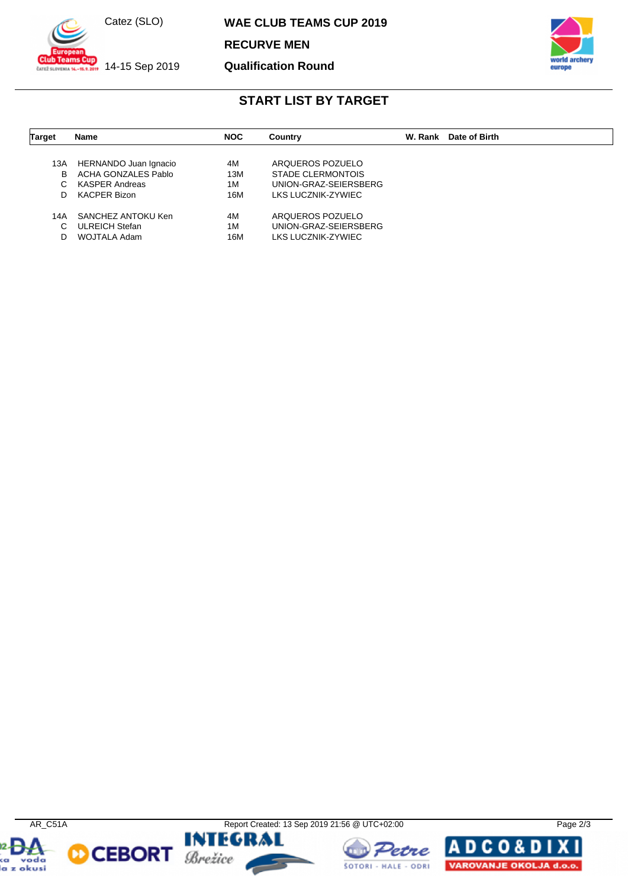## START LIST BY TARGET

| Target | Name | NOC | Country | W. Rank | Date of Birth |
|---|---|---|---|---|---|
| 13A | HERNANDO Juan Ignacio | 4M | ARQUEROS POZUELO | | |
| B | ACHA GONZALES Pablo | 13M | STADE CLERMONTOIS | | |
| C | KASPER Andreas | 1M | UNION-GRAZ-SEIERSBERG | | |
| D | KACPER Bizon | 16M | LKS LUCZNIK-ZYWIEC | | |
| 14A | SANCHEZ ANTOKU Ken | 4M | ARQUEROS POZUELO | | |
| C | ULREICH Stefan | 1M | UNION-GRAZ-SEIERSBERG | | |
| D | WOJTALA Adam | 16M | LKS LUCZNIK-ZYWIEC | | |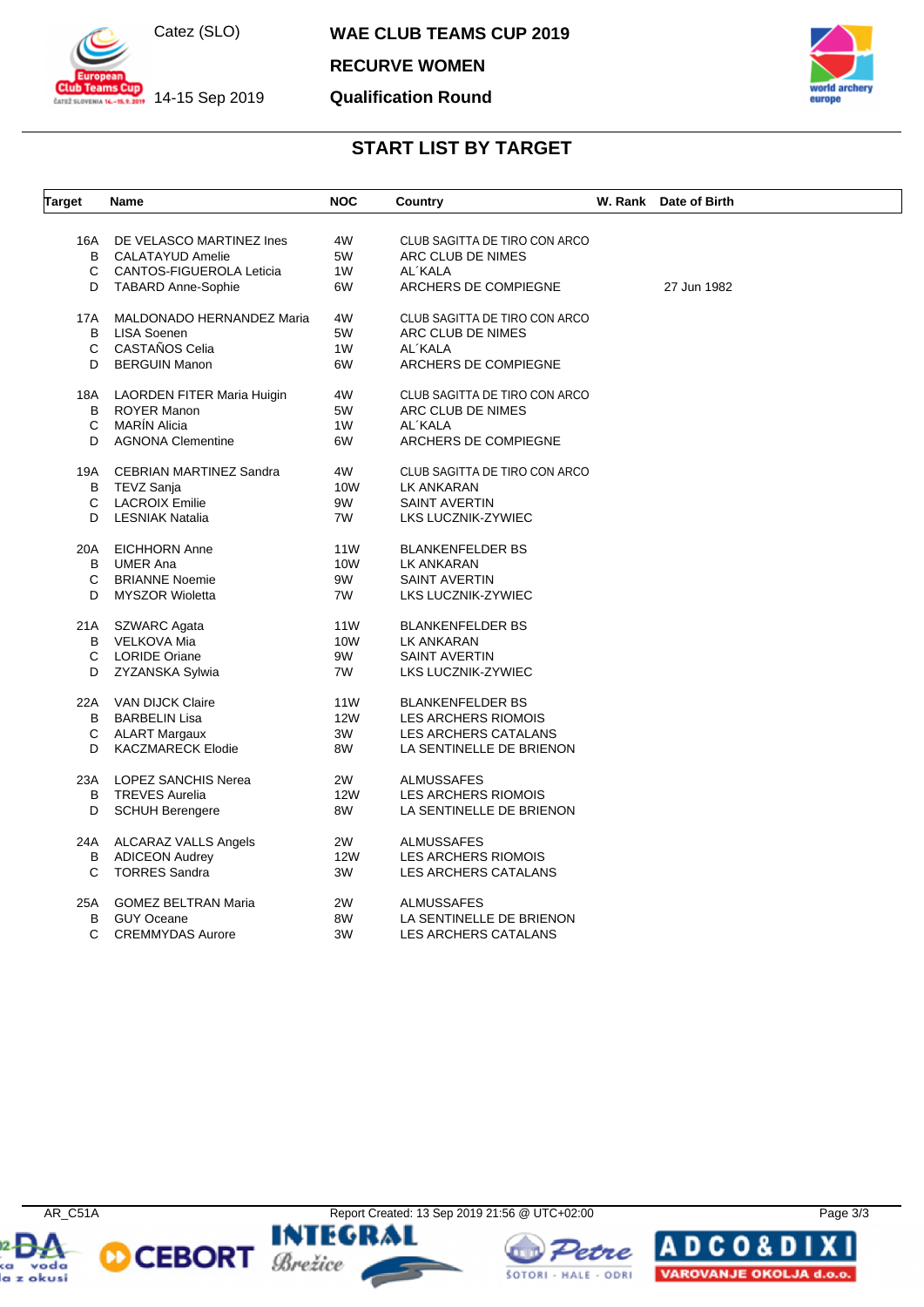# WAE CLUB TEAMS CUP 2019

Catez (SLO)

14-15 Sep 2019

## RECURVE WOMEN

## Qualification Round

## START LIST BY TARGET

| Target | Name | NOC | Country | W. Rank | Date of Birth |
|---|---|---|---|---|---|
| 16A | DE VELASCO MARTINEZ Ines | 4W | CLUB SAGITTA DE TIRO CON ARCO | | |
| B | CALATAYUD Amelie | 5W | ARC CLUB DE NIMES | | |
| C | CANTOS-FIGUEROLA Leticia | 1W | AL´KALA | | |
| D | TABARD Anne-Sophie | 6W | ARCHERS DE COMPIEGNE | | 27 Jun 1982 |
| 17A | MALDONADO HERNANDEZ Maria | 4W | CLUB SAGITTA DE TIRO CON ARCO | | |
| B | LISA Soenen | 5W | ARC CLUB DE NIMES | | |
| C | CASTAÑOS Celia | 1W | AL´KALA | | |
| D | BERGUIN Manon | 6W | ARCHERS DE COMPIEGNE | | |
| 18A | LAORDEN FITER Maria Huigin | 4W | CLUB SAGITTA DE TIRO CON ARCO | | |
| B | ROYER Manon | 5W | ARC CLUB DE NIMES | | |
| C | MARÍN Alicia | 1W | AL´KALA | | |
| D | AGNONA Clementine | 6W | ARCHERS DE COMPIEGNE | | |
| 19A | CEBRIAN MARTINEZ Sandra | 4W | CLUB SAGITTA DE TIRO CON ARCO | | |
| B | TEVZ Sanja | 10W | LK ANKARAN | | |
| C | LACROIX Emilie | 9W | SAINT AVERTIN | | |
| D | LESNIAK Natalia | 7W | LKS LUCZNIK-ZYWIEC | | |
| 20A | EICHHORN Anne | 11W | BLANKENFELDER BS | | |
| B | UMER Ana | 10W | LK ANKARAN | | |
| C | BRIANNE Noemie | 9W | SAINT AVERTIN | | |
| D | MYSZOR Wioletta | 7W | LKS LUCZNIK-ZYWIEC | | |
| 21A | SZWARC Agata | 11W | BLANKENFELDER BS | | |
| B | VELKOVA Mia | 10W | LK ANKARAN | | |
| C | LORIDE Oriane | 9W | SAINT AVERTIN | | |
| D | ZYZANSKA Sylwia | 7W | LKS LUCZNIK-ZYWIEC | | |
| 22A | VAN DIJCK Claire | 11W | BLANKENFELDER BS | | |
| B | BARBELIN Lisa | 12W | LES ARCHERS RIOMOIS | | |
| C | ALART Margaux | 3W | LES ARCHERS CATALANS | | |
| D | KACZMARECK Elodie | 8W | LA SENTINELLE DE BRIENON | | |
| 23A | LOPEZ SANCHIS Nerea | 2W | ALMUSSAFES | | |
| B | TREVES Aurelia | 12W | LES ARCHERS RIOMOIS | | |
| D | SCHUH Berengere | 8W | LA SENTINELLE DE BRIENON | | |
| 24A | ALCARAZ VALLS Angels | 2W | ALMUSSAFES | | |
| B | ADICEON Audrey | 12W | LES ARCHERS RIOMOIS | | |
| C | TORRES Sandra | 3W | LES ARCHERS CATALANS | | |
| 25A | GOMEZ BELTRAN Maria | 2W | ALMUSSAFES | | |
| B | GUY Oceane | 8W | LA SENTINELLE DE BRIENON | | |
| C | CREMMYDAS Aurore | 3W | LES ARCHERS CATALANS | | |

AR_C51A

Report Created: 13 Sep 2019 21:56 @ UTC+02:00